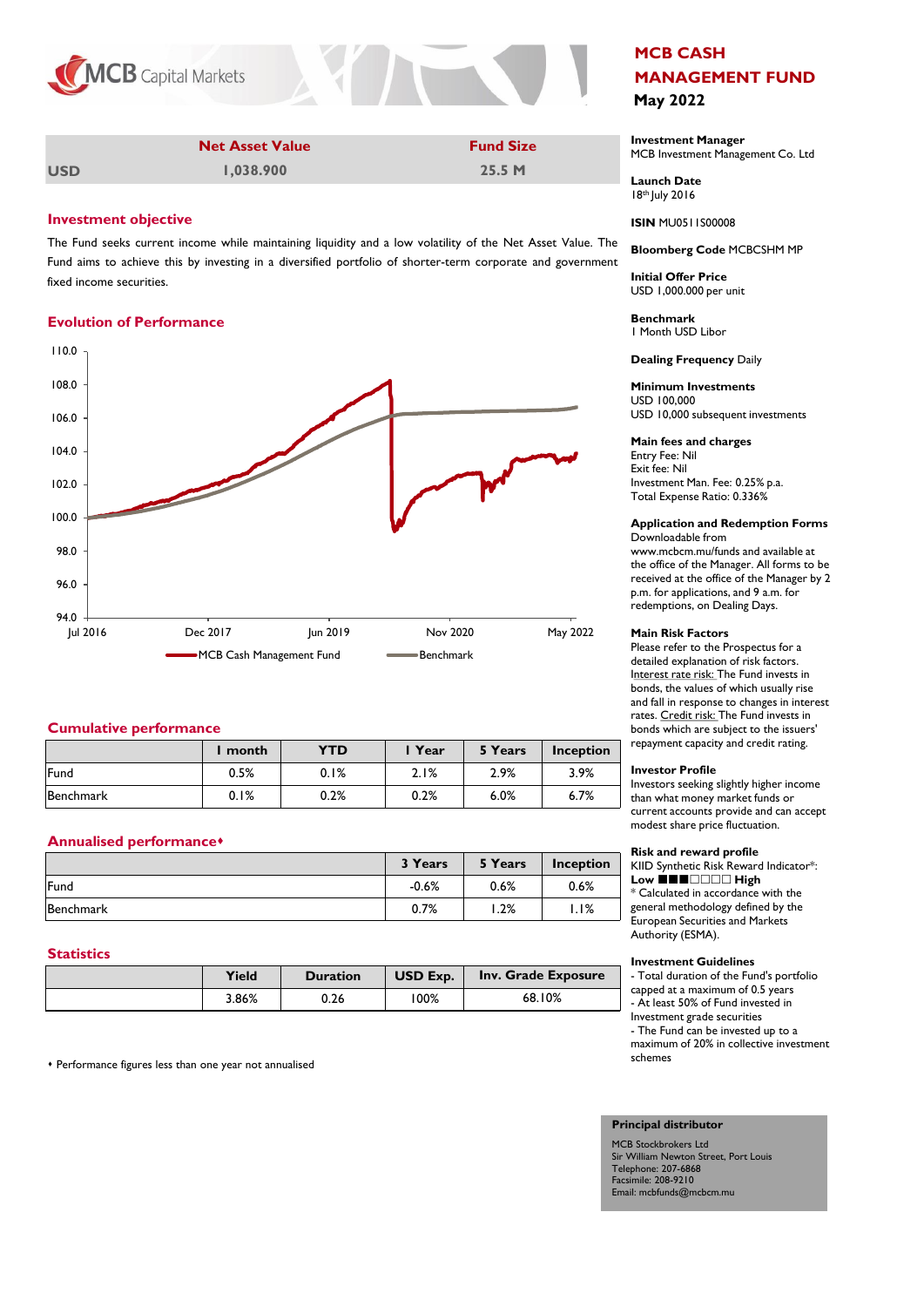# MCB CASH MANAGEMENT FUND

**May 2022**

| | Net Asset Value | Fund Size |
|---|---|---|
| USD | 1,038.900 | 25.5 M |

## Investment objective

The Fund seeks current income while maintaining liquidity and a low volatility of the Net Asset Value. The Fund aims to achieve this by investing in a diversified portfolio of shorter-term corporate and government fixed income securities.

## Evolution of Performance

110.0
108.0
106.0
104.0
102.0
100.0
98.0
96.0
94.0

Jul 2016 | Dec 2017 | Jun 2019 | Nov 2020 | May 2022

MCB Cash Management Fund — Benchmark

## Cumulative performance

| | 1 month | YTD | 1 Year | 5 Years | Inception |
|---|---|---|---|---|---|
| Fund | 0.5% | 0.1% | 2.1% | 2.9% | 3.9% |
| Benchmark | 0.1% | 0.2% | 0.2% | 6.0% | 6.7% |

## Annualised performance♦

| | 3 Years | 5 Years | Inception |
|---|---|---|---|
| Fund | -0.6% | 0.6% | 0.6% |
| Benchmark | 0.7% | 1.2% | 1.1% |

## Statistics

| | Yield | Duration | USD Exp. | Inv. Grade Exposure |
|---|---|---|---|---|
| | 3.86% | 0.26 | 100% | 68.10% |

♦ Performance figures less than one year not annualised

**Investment Manager**
MCB Investment Management Co. Ltd

**Launch Date**
18th July 2016

**ISIN** MU0511S00008

**Bloomberg Code** MCBCSHM MP

**Initial Offer Price**
USD 1,000.000 per unit

**Benchmark**
1 Month USD Libor

**Dealing Frequency** Daily

**Minimum Investments**
USD 100,000
USD 10,000 subsequent investments

**Main fees and charges**
Entry Fee: Nil
Exit fee: Nil
Investment Man. Fee: 0.25% p.a.
Total Expense Ratio: 0.336%

**Application and Redemption Forms**
Downloadable from www.mcbcm.mu/funds and available at the office of the Manager. All forms to be received at the office of the Manager by 2 p.m. for applications, and 9 a.m. for redemptions, on Dealing Days.

**Main Risk Factors**
Please refer to the Prospectus for a detailed explanation of risk factors. Interest rate risk: The Fund invests in bonds, the values of which usually rise and fall in response to changes in interest rates. Credit risk: The Fund invests in bonds which are subject to the issuers' repayment capacity and credit rating.

**Investor Profile**
Investors seeking slightly higher income than what money market funds or current accounts provide and can accept modest share price fluctuation.

**Risk and reward profile**
KIID Synthetic Risk Reward Indicator*:
**Low** ■■■□□□□ **High**
* Calculated in accordance with the general methodology defined by the European Securities and Markets Authority (ESMA).

**Investment Guidelines**
- Total duration of the Fund's portfolio capped at a maximum of 0.5 years
- At least 50% of Fund invested in Investment grade securities
- The Fund can be invested up to a maximum of 20% in collective investment schemes

**Principal distributor**
MCB Stockbrokers Ltd
Sir William Newton Street, Port Louis
Telephone: 207-6868
Facsimile: 208-9210
Email: mcbfunds@mcbcm.mu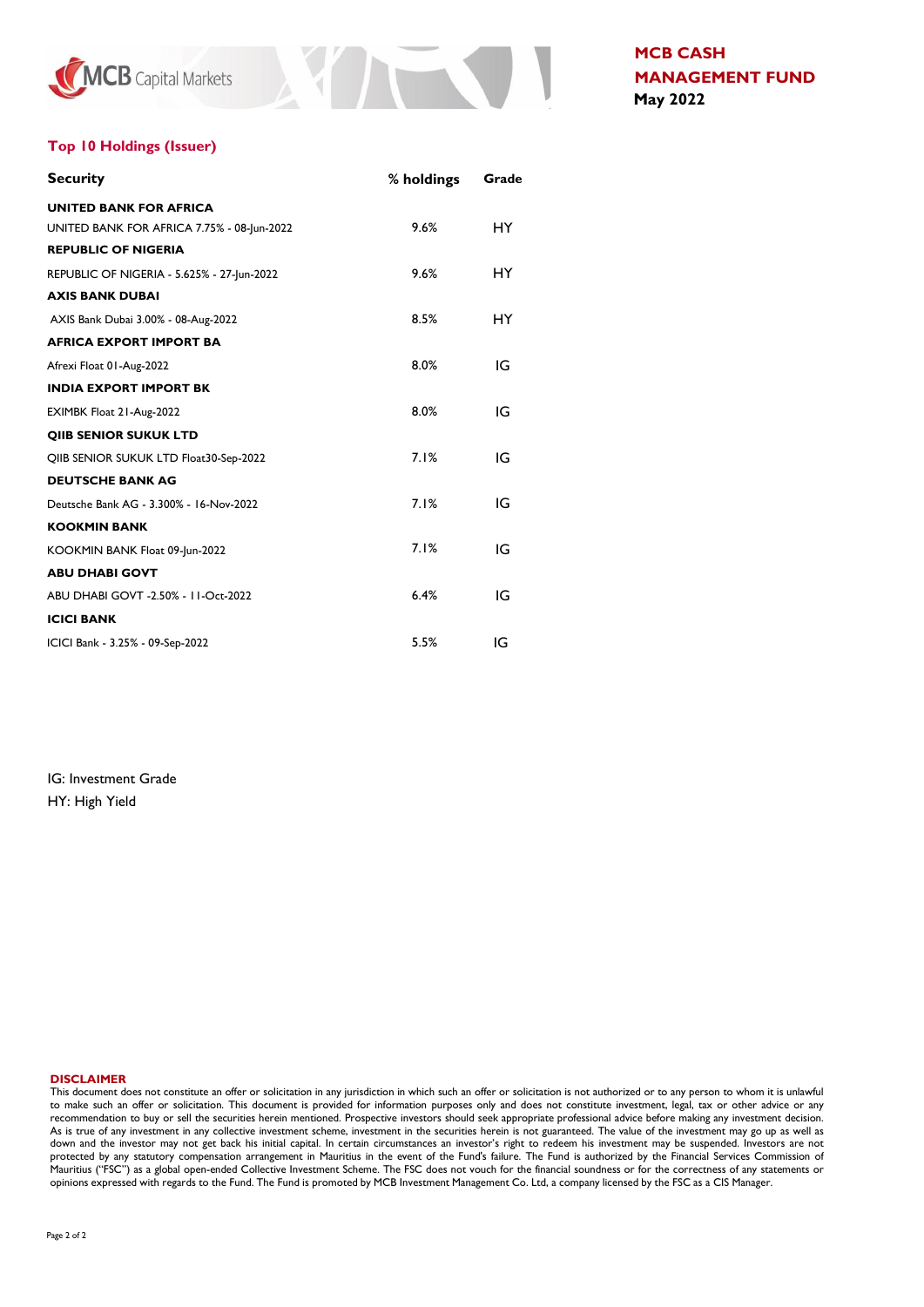# MCB CASH MANAGEMENT FUND

**May 2022**

## Top 10 Holdings (Issuer)

| Security | % holdings | Grade |
|---|---|---|
| **UNITED BANK FOR AFRICA** | | |
| UNITED BANK FOR AFRICA 7.75% - 08-Jun-2022 | 9.6% | HY |
| **REPUBLIC OF NIGERIA** | | |
| REPUBLIC OF NIGERIA - 5.625% - 27-Jun-2022 | 9.6% | HY |
| **AXIS BANK DUBAI** | | |
| AXIS Bank Dubai 3.00% - 08-Aug-2022 | 8.5% | HY |
| **AFRICA EXPORT IMPORT BA** | | |
| Afrexi Float 01-Aug-2022 | 8.0% | IG |
| **INDIA EXPORT IMPORT BK** | | |
| EXIMBK Float 21-Aug-2022 | 8.0% | IG |
| **QIIB SENIOR SUKUK LTD** | | |
| QIIB SENIOR SUKUK LTD Float30-Sep-2022 | 7.1% | IG |
| **DEUTSCHE BANK AG** | | |
| Deutsche Bank AG - 3.300% - 16-Nov-2022 | 7.1% | IG |
| **KOOKMIN BANK** | | |
| KOOKMIN BANK Float 09-Jun-2022 | 7.1% | IG |
| **ABU DHABI GOVT** | | |
| ABU DHABI GOVT -2.50% - 11-Oct-2022 | 6.4% | IG |
| **ICICI BANK** | | |
| ICICI Bank - 3.25% - 09-Sep-2022 | 5.5% | IG |

IG: Investment Grade
HY: High Yield

**DISCLAIMER**

This document does not constitute an offer or solicitation in any jurisdiction in which such an offer or solicitation is not authorized or to any person to whom it is unlawful to make such an offer or solicitation. This document is provided for information purposes only and does not constitute investment, legal, tax or other advice or any recommendation to buy or sell the securities herein mentioned. Prospective investors should seek appropriate professional advice before making any investment decision. As is true of any investment in any collective investment scheme, investment in the securities herein is not guaranteed. The value of the investment may go up as well as down and the investor may not get back his initial capital. In certain circumstances an investor's right to redeem his investment may be suspended. Investors are not protected by any statutory compensation arrangement in Mauritius in the event of the Fund's failure. The Fund is authorized by the Financial Services Commission of Mauritius ("FSC") as a global open-ended Collective Investment Scheme. The FSC does not vouch for the financial soundness or for the correctness of any statements or opinions expressed with regards to the Fund. The Fund is promoted by MCB Investment Management Co. Ltd, a company licensed by the FSC as a CIS Manager.